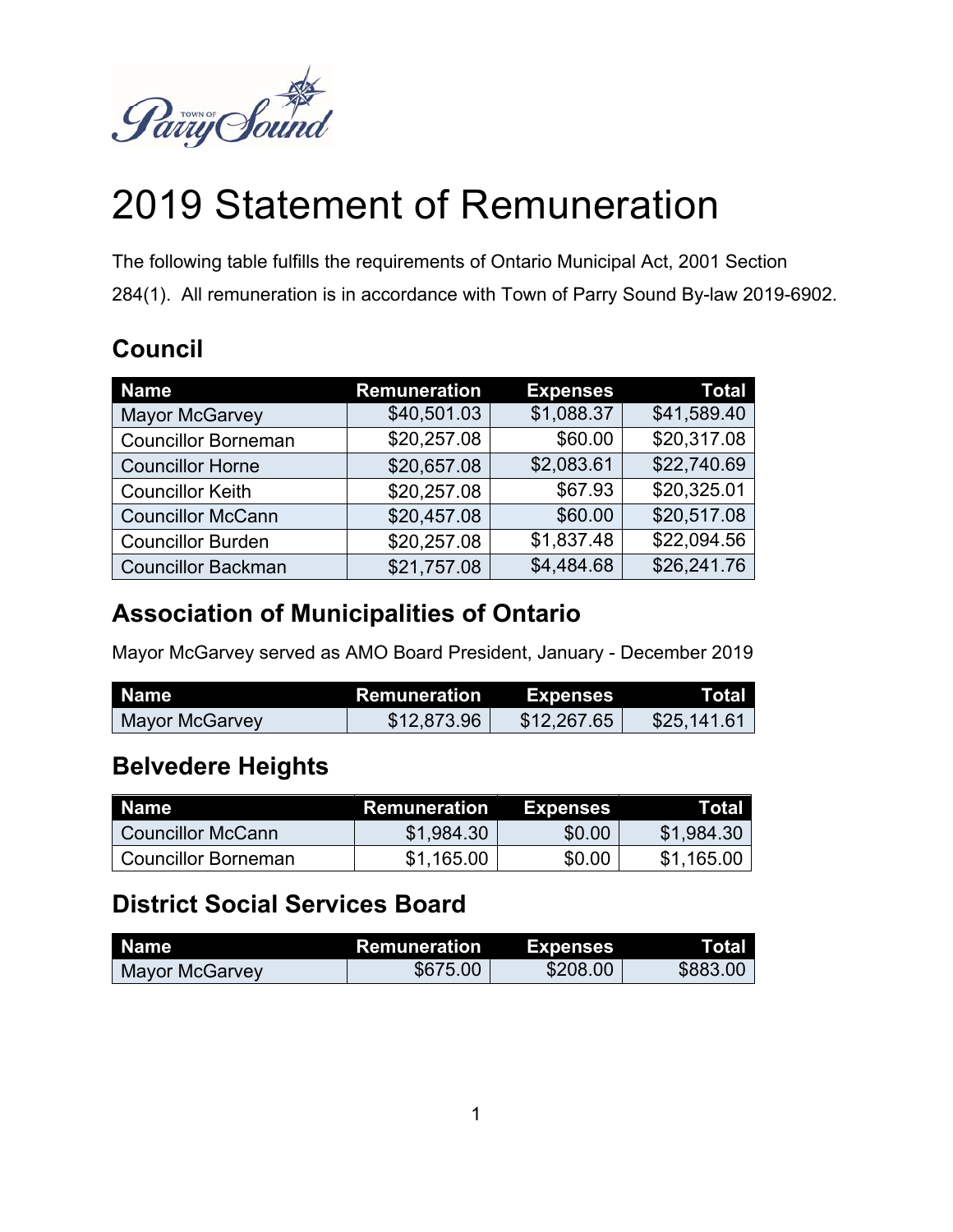# 2019 Statement of Remuneration

The following table fulfills the requirements of Ontario Municipal Act, 2001 Section 284(1). All remuneration is in accordance with Town of Parry Sound By-law 2019-6902.

## Council

| Name | Remuneration | Expenses | Total |
|---|---:|---:|---:|
| Mayor McGarvey | $40,501.03 | $1,088.37 | $41,589.40 |
| Councillor Borneman | $20,257.08 | $60.00 | $20,317.08 |
| Councillor Horne | $20,657.08 | $2,083.61 | $22,740.69 |
| Councillor Keith | $20,257.08 | $67.93 | $20,325.01 |
| Councillor McCann | $20,457.08 | $60.00 | $20,517.08 |
| Councillor Burden | $20,257.08 | $1,837.48 | $22,094.56 |
| Councillor Backman | $21,757.08 | $4,484.68 | $26,241.76 |

## Association of Municipalities of Ontario

Mayor McGarvey served as AMO Board President, January - December 2019

| Name | Remuneration | Expenses | Total |
|---|---:|---:|---:|
| Mayor McGarvey | $12,873.96 | $12,267.65 | $25,141.61 |

## Belvedere Heights

| Name | Remuneration | Expenses | Total |
|---|---:|---:|---:|
| Councillor McCann | $1,984.30 | $0.00 | $1,984.30 |
| Councillor Borneman | $1,165.00 | $0.00 | $1,165.00 |

## District Social Services Board

| Name | Remuneration | Expenses | Total |
|---|---:|---:|---:|
| Mayor McGarvey | $675.00 | $208.00 | $883.00 |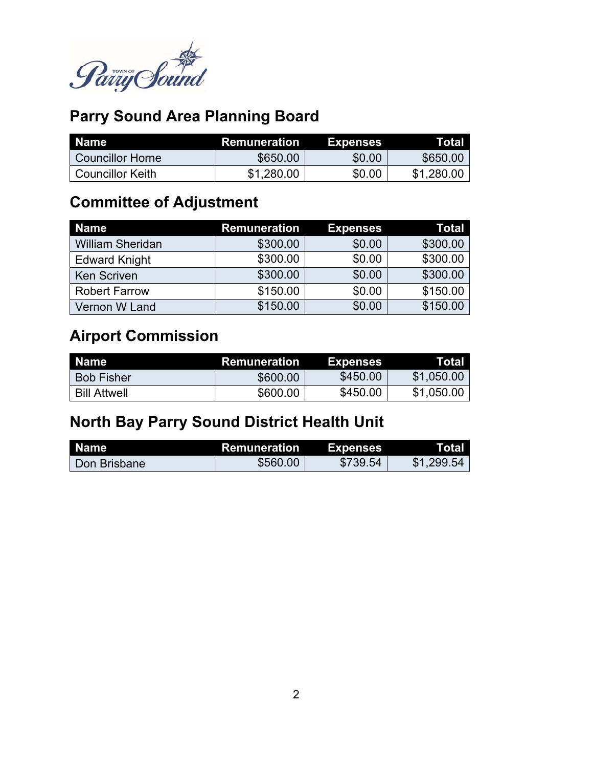## Parry Sound Area Planning Board

| Name | Remuneration | Expenses | Total |
|---|---:|---:|---:|
| Councillor Horne | $650.00 | $0.00 | $650.00 |
| Councillor Keith | $1,280.00 | $0.00 | $1,280.00 |

## Committee of Adjustment

| Name | Remuneration | Expenses | Total |
|---|---:|---:|---:|
| William Sheridan | $300.00 | $0.00 | $300.00 |
| Edward Knight | $300.00 | $0.00 | $300.00 |
| Ken Scriven | $300.00 | $0.00 | $300.00 |
| Robert Farrow | $150.00 | $0.00 | $150.00 |
| Vernon W Land | $150.00 | $0.00 | $150.00 |

## Airport Commission

| Name | Remuneration | Expenses | Total |
|---|---:|---:|---:|
| Bob Fisher | $600.00 | $450.00 | $1,050.00 |
| Bill Attwell | $600.00 | $450.00 | $1,050.00 |

## North Bay Parry Sound District Health Unit

| Name | Remuneration | Expenses | Total |
|---|---:|---:|---:|
| Don Brisbane | $560.00 | $739.54 | $1,299.54 |